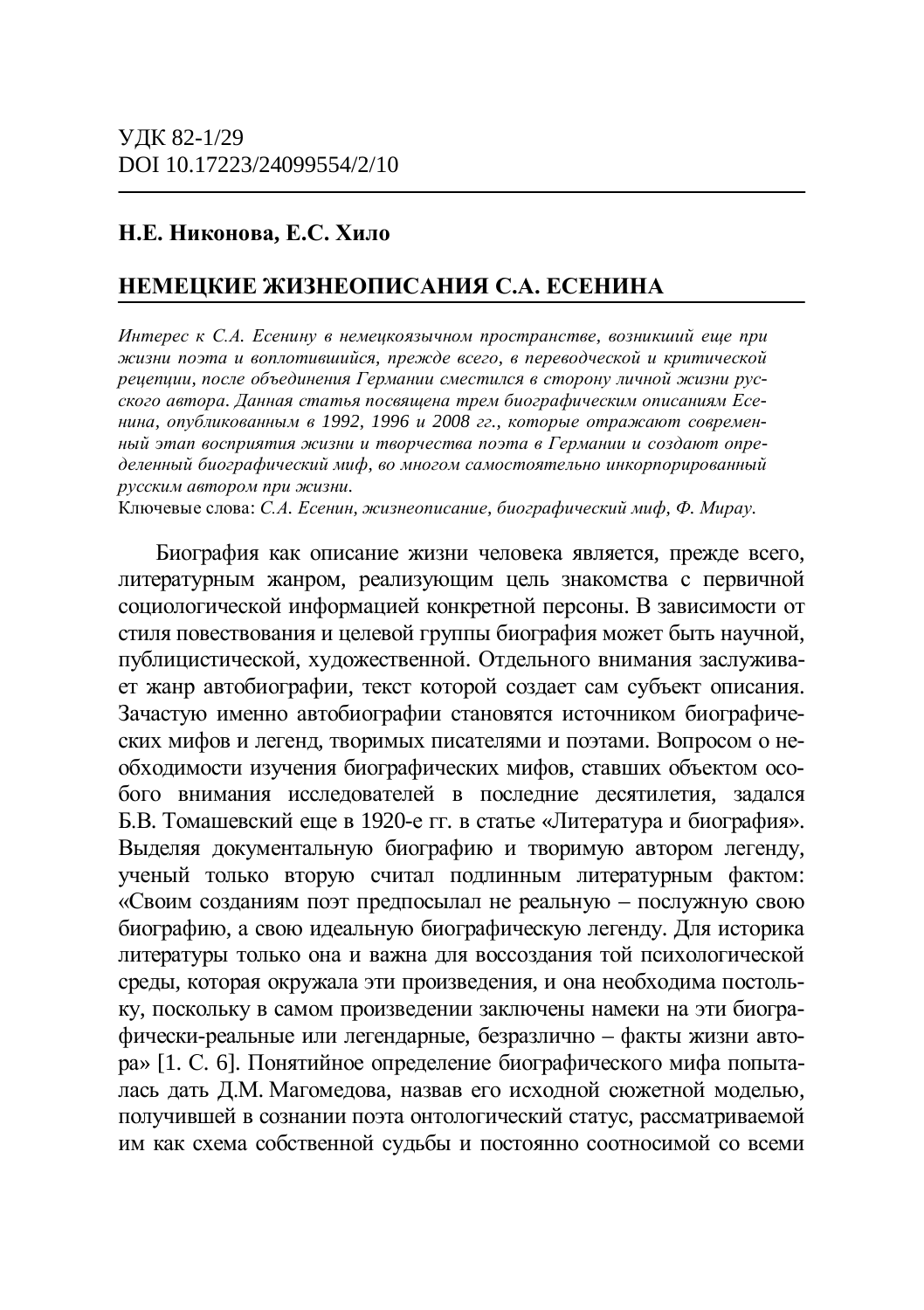УДК 82-1/29
DOI 10.17223/24099554/2/10

**Н.Е. Никонова, Е.С. Хило**

# НЕМЕЦКИЕ ЖИЗНЕОПИСАНИЯ С.А. ЕСЕНИНА

*Интерес к С.А. Есенину в немецкоязычном пространстве, возникший еще при жизни поэта и воплотившийся, прежде всего, в переводческой и критической рецепции, после объединения Германии сместился в сторону личной жизни русского автора. Данная статья посвящена трем биографическим описаниям Есенина, опубликованным в 1992, 1996 и 2008 гг., которые отражают современный этап восприятия жизни и творчества поэта в Германии и создают определенный биографический миф, во многом самостоятельно инкорпорированный русским автором при жизни.*

Ключевые слова: *С.А. Есенин, жизнеописание, биографический миф, Ф. Мирау.*

Биография как описание жизни человека является, прежде всего, литературным жанром, реализующим цель знакомства с первичной социологической информацией конкретной персоны. В зависимости от стиля повествования и целевой группы биография может быть научной, публицистической, художественной. Отдельного внимания заслуживает жанр автобиографии, текст которой создает сам субъект описания. Зачастую именно автобиографии становятся источником биографических мифов и легенд, творимых писателями и поэтами. Вопросом о необходимости изучения биографических мифов, ставших объектом особого внимания исследователей в последние десятилетия, задался Б.В. Томашевский еще в 1920-е гг. в статье «Литература и биография». Выделяя документальную биографию и творимую автором легенду, ученый только вторую считал подлинным литературным фактом: «Своим созданиям поэт предпосылал не реальную – послужную свою биографию, а свою идеальную биографическую легенду. Для историка литературы только она и важна для воссоздания той психологической среды, которая окружала эти произведения, и она необходима постольку, поскольку в самом произведении заключены намеки на эти биографически-реальные или легендарные, безразлично – факты жизни автора» [1. С. 6]. Понятийное определение биографического мифа попыталась дать Д.М. Магомедова, назвав его исходной сюжетной моделью, получившей в сознании поэта онтологический статус, рассматриваемой им как схема собственной судьбы и постоянно соотносимой со всеми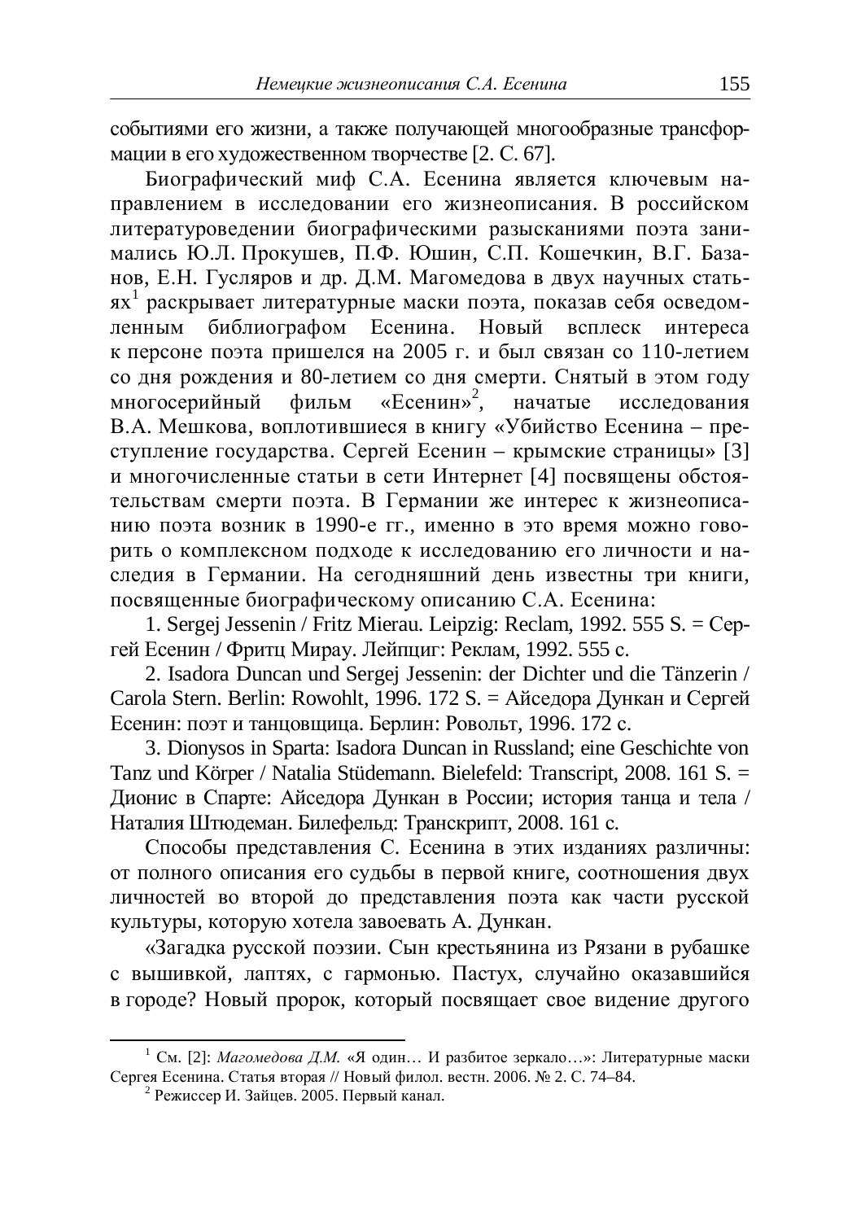событиями его жизни, а также получающей многообразные трансформации в его художественном творчестве [2. С. 67].

Биографический миф С.А. Есенина является ключевым направлением в исследовании его жизнеописания. В российском литературоведении биографическими разысканиями поэта занимались Ю.Л. Прокушев, П.Ф. Юшин, С.П. Кошечкин, В.Г. Базанов, Е.Н. Гусляров и др. Д.М. Магомедова в двух научных статьях[1] раскрывает литературные маски поэта, показав себя осведомленным библиографом Есенина. Новый всплеск интереса к персоне поэта пришелся на 2005 г. и был связан со 110-летием со дня рождения и 80-летием со дня смерти. Снятый в этом году многосерийный фильм «Есенин»[2], начатые исследования В.А. Мешкова, воплотившиеся в книгу «Убийство Есенина – преступление государства. Сергей Есенин – крымские страницы» [3] и многочисленные статьи в сети Интернет [4] посвящены обстоятельствам смерти поэта. В Германии же интерес к жизнеописанию поэта возник в 1990-е гг., именно в это время можно говорить о комплексном подходе к исследованию его личности и наследия в Германии. На сегодняшний день известны три книги, посвященные биографическому описанию С.А. Есенина:

1. Sergej Jessenin / Fritz Mierau. Leipzig: Reclam, 1992. 555 S. = Сергей Есенин / Фритц Мирау. Лейпциг: Реклам, 1992. 555 с.

2. Isadora Duncan und Sergej Jessenin: der Dichter und die Tänzerin / Carola Stern. Berlin: Rowohlt, 1996. 172 S. = Айседора Дункан и Сергей Есенин: поэт и танцовщица. Берлин: Ровольт, 1996. 172 с.

3. Dionysos in Sparta: Isadora Duncan in Russland; eine Geschichte von Tanz und Körper / Natalia Stüdemann. Bielefeld: Transcript, 2008. 161 S. = Дионис в Спарте: Айседора Дункан в России; история танца и тела / Наталия Штюдеман. Билефельд: Транскрипт, 2008. 161 с.

Способы представления С. Есенина в этих изданиях различны: от полного описания его судьбы в первой книге, соотношения двух личностей во второй до представления поэта как части русской культуры, которую хотела завоевать А. Дункан.

«Загадка русской поэзии. Сын крестьянина из Рязани в рубашке с вышивкой, лаптях, с гармонью. Пастух, случайно оказавшийся в городе? Новый пророк, который посвящает свое видение другого

---

[1] См. [2]: *Магомедова Д.М.* «Я один… И разбитое зеркало…»: Литературные маски Сергея Есенина. Статья вторая // Новый филол. вестн. 2006. № 2. С. 74–84.

[2] Режиссер И. Зайцев. 2005. Первый канал.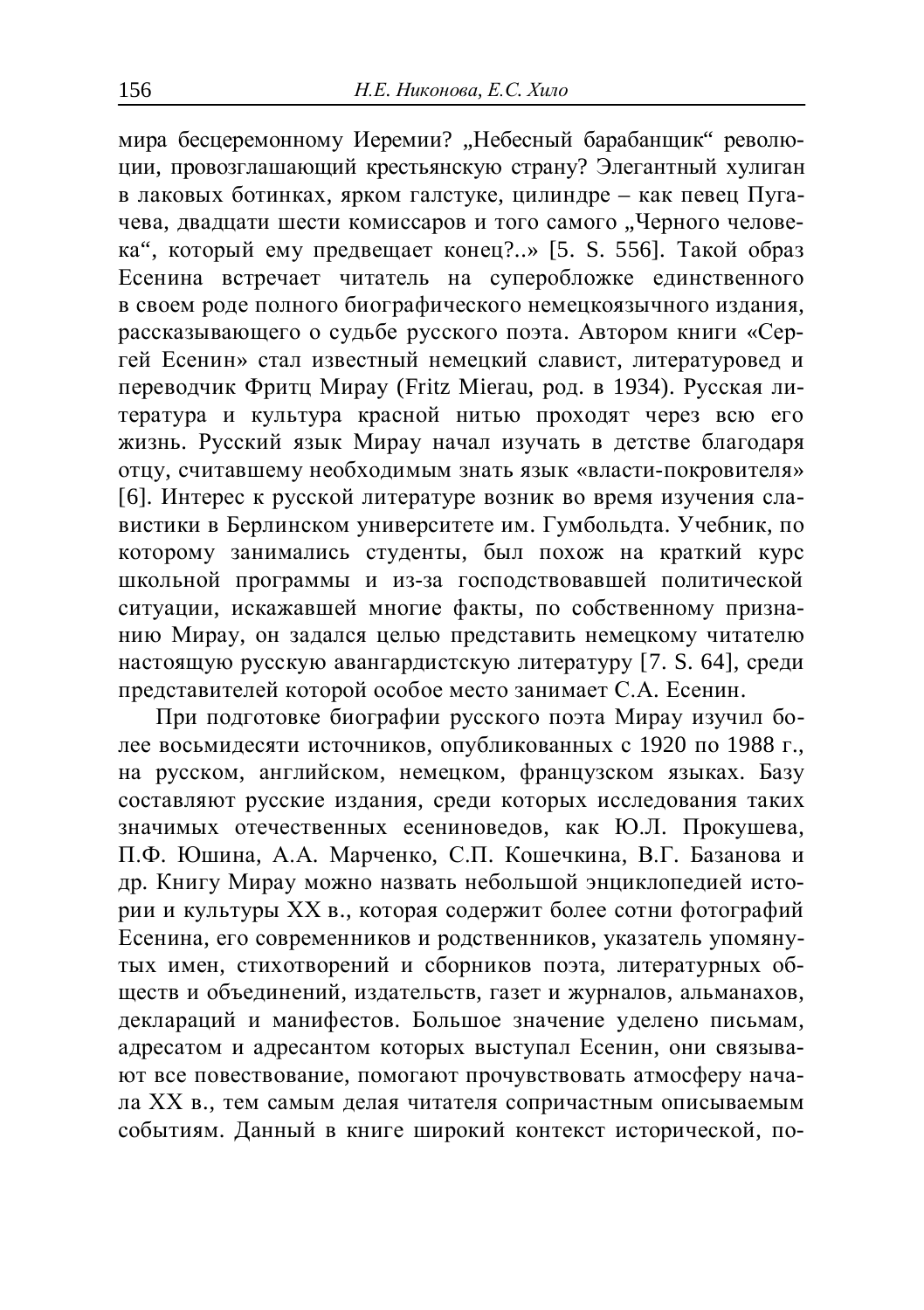мира бесцеремонному Иеремии? „Небесный барабанщик“ революции, провозглашающий крестьянскую страну? Элегантный хулиган в лаковых ботинках, ярком галстуке, цилиндре – как певец Пугачева, двадцати шести комиссаров и того самого „Черного человека“, который ему предвещает конец?..» [5. S. 556]. Такой образ Есенина встречает читатель на суперобложке единственного в своем роде полного биографического немецкоязычного издания, рассказывающего о судьбе русского поэта. Автором книги «Сергей Есенин» стал известный немецкий славист, литературовед и переводчик Фритц Мирау (Fritz Mierau, род. в 1934). Русская литература и культура красной нитью проходят через всю его жизнь. Русский язык Мирау начал изучать в детстве благодаря отцу, считавшему необходимым знать язык «власти-покровителя» [6]. Интерес к русской литературе возник во время изучения славистики в Берлинском университете им. Гумбольдта. Учебник, по которому занимались студенты, был похож на краткий курс школьной программы и из-за господствовавшей политической ситуации, искажавшей многие факты, по собственному признанию Мирау, он задался целью представить немецкому читателю настоящую русскую авангардистскую литературу [7. S. 64], среди представителей которой особое место занимает С.А. Есенин.

При подготовке биографии русского поэта Мирау изучил более восьмидесяти источников, опубликованных с 1920 по 1988 г., на русском, английском, немецком, французском языках. Базу составляют русские издания, среди которых исследования таких значимых отечественных есениноведов, как Ю.Л. Прокушева, П.Ф. Юшина, А.А. Марченко, С.П. Кошечкина, В.Г. Базанова и др. Книгу Мирау можно назвать небольшой энциклопедией истории и культуры XX в., которая содержит более сотни фотографий Есенина, его современников и родственников, указатель упомянутых имен, стихотворений и сборников поэта, литературных обществ и объединений, издательств, газет и журналов, альманахов, деклараций и манифестов. Большое значение уделено письмам, адресатом и адресантом которых выступал Есенин, они связывают все повествование, помогают прочувствовать атмосферу начала XX в., тем самым делая читателя сопричастным описываемым событиям. Данный в книге широкий контекст исторической, по-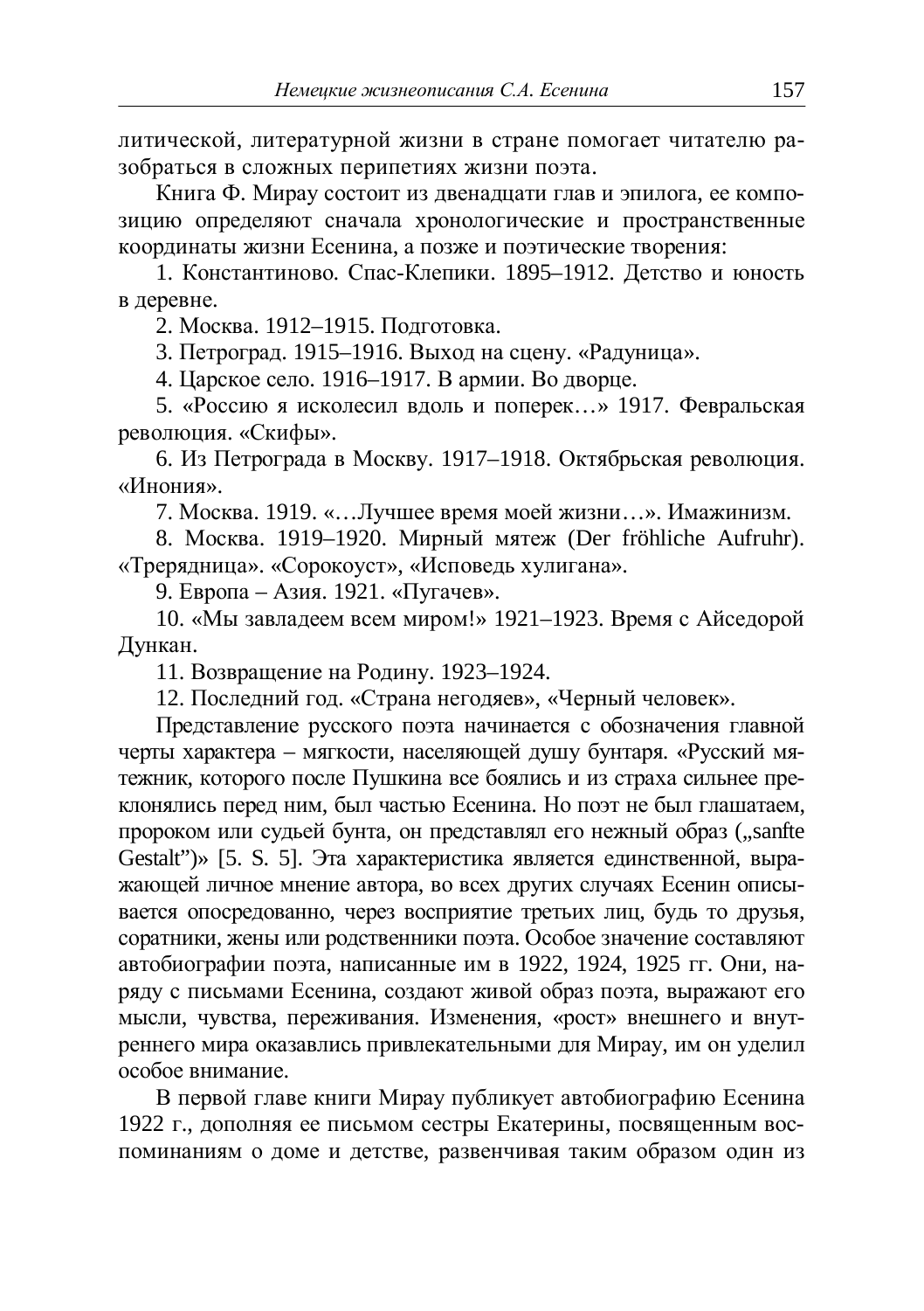литической, литературной жизни в стране помогает читателю разобраться в сложных перипетиях жизни поэта.

Книга Ф. Мирау состоит из двенадцати глав и эпилога, ее композицию определяют сначала хронологические и пространственные координаты жизни Есенина, а позже и поэтические творения:

1. Константиново. Спас-Клепики. 1895–1912. Детство и юность в деревне.

2. Москва. 1912–1915. Подготовка.

3. Петроград. 1915–1916. Выход на сцену. «Радуница».

4. Царское село. 1916–1917. В армии. Во дворце.

5. «Россию я исколесил вдоль и поперек…» 1917. Февральская революция. «Скифы».

6. Из Петрограда в Москву. 1917–1918. Октябрьская революция. «Инония».

7. Москва. 1919. «…Лучшее время моей жизни…». Имажинизм.

8. Москва. 1919–1920. Мирный мятеж (Der fröhliche Aufruhr). «Трерядница». «Сорокоуст», «Исповедь хулигана».

9. Европа – Азия. 1921. «Пугачев».

10. «Мы завладеем всем миром!» 1921–1923. Время с Айседорой Дункан.

11. Возвращение на Родину. 1923–1924.

12. Последний год. «Страна негодяев», «Черный человек».

Представление русского поэта начинается с обозначения главной черты характера – мягкости, населяющей душу бунтаря. «Русский мятежник, которого после Пушкина все боялись и из страха сильнее преклонялись перед ним, был частью Есенина. Но поэт не был глашатаем, пророком или судьей бунта, он представлял его нежный образ („sanfte Gestalt")» [5. S. 5]. Эта характеристика является единственной, выражающей личное мнение автора, во всех других случаях Есенин описывается опосредованно, через восприятие третьих лиц, будь то друзья, соратники, жены или родственники поэта. Особое значение составляют автобиографии поэта, написанные им в 1922, 1924, 1925 гг. Они, наряду с письмами Есенина, создают живой образ поэта, выражают его мысли, чувства, переживания. Изменения, «рост» внешнего и внутреннего мира оказавлись привлекательными для Мирау, им он уделил особое внимание.

В первой главе книги Мирау публикует автобиографию Есенина 1922 г., дополняя ее письмом сестры Екатерины, посвященным воспоминаниям о доме и детстве, развенчивая таким образом один из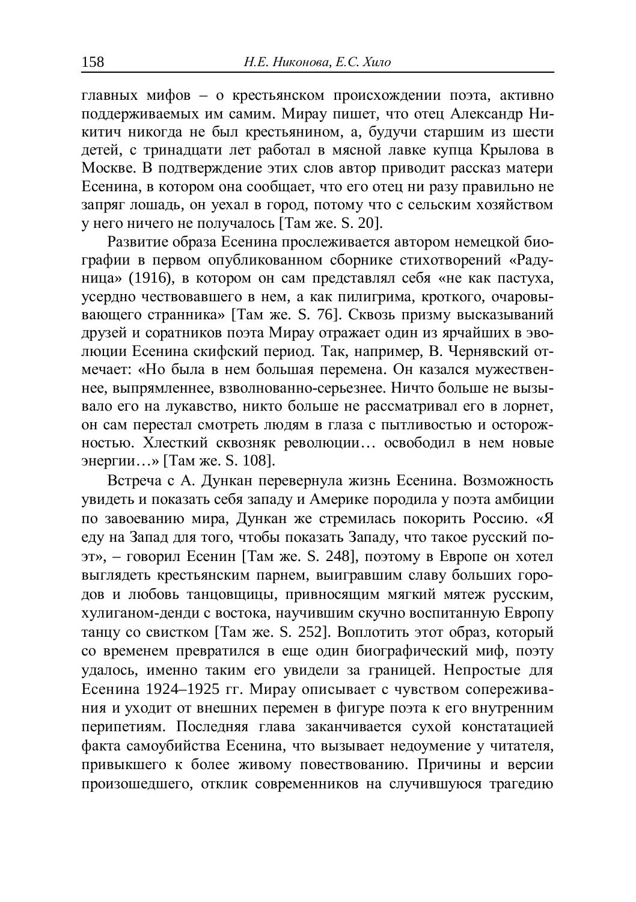главных мифов – о крестьянском происхождении поэта, активно поддерживаемых им самим. Мирау пишет, что отец Александр Никитич никогда не был крестьянином, а, будучи старшим из шести детей, с тринадцати лет работал в мясной лавке купца Крылова в Москве. В подтверждение этих слов автор приводит рассказ матери Есенина, в котором она сообщает, что его отец ни разу правильно не запряг лошадь, он уехал в город, потому что с сельским хозяйством у него ничего не получалось [Там же. S. 20].

Развитие образа Есенина прослеживается автором немецкой биографии в первом опубликованном сборнике стихотворений «Радуница» (1916), в котором он сам представлял себя «не как пастуха, усердно чествовавшего в нем, а как пилигрима, кроткого, очаровывающего странника» [Там же. S. 76]. Сквозь призму высказываний друзей и соратников поэта Мирау отражает один из ярчайших в эволюции Есенина скифский период. Так, например, В. Чернявский отмечает: «Но была в нем большая перемена. Он казался мужественнее, выпрямленнее, взволнованно-серьезнее. Ничто больше не вызывало его на лукавство, никто больше не рассматривал его в лорнет, он сам перестал смотреть людям в глаза с пытливостью и осторожностью. Хлесткий сквозняк революции… освободил в нем новые энергии…» [Там же. S. 108].

Встреча с А. Дункан перевернула жизнь Есенина. Возможность увидеть и показать себя западу и Америке породила у поэта амбиции по завоеванию мира, Дункан же стремилась покорить Россию. «Я еду на Запад для того, чтобы показать Западу, что такое русский поэт», – говорил Есенин [Там же. S. 248], поэтому в Европе он хотел выглядеть крестьянским парнем, выигравшим славу больших городов и любовь танцовщицы, привносящим мягкий мятеж русским, хулиганом-денди с востока, научившим скучно воспитанную Европу танцу со свистком [Там же. S. 252]. Воплотить этот образ, который со временем превратился в еще один биографический миф, поэту удалось, именно таким его увидели за границей. Непростые для Есенина 1924–1925 гг. Мирау описывает с чувством сопереживания и уходит от внешних перемен в фигуре поэта к его внутренним перипетиям. Последняя глава заканчивается сухой констатацией факта самоубийства Есенина, что вызывает недоумение у читателя, привыкшего к более живому повествованию. Причины и версии произошедшего, отклик современников на случившуюся трагедию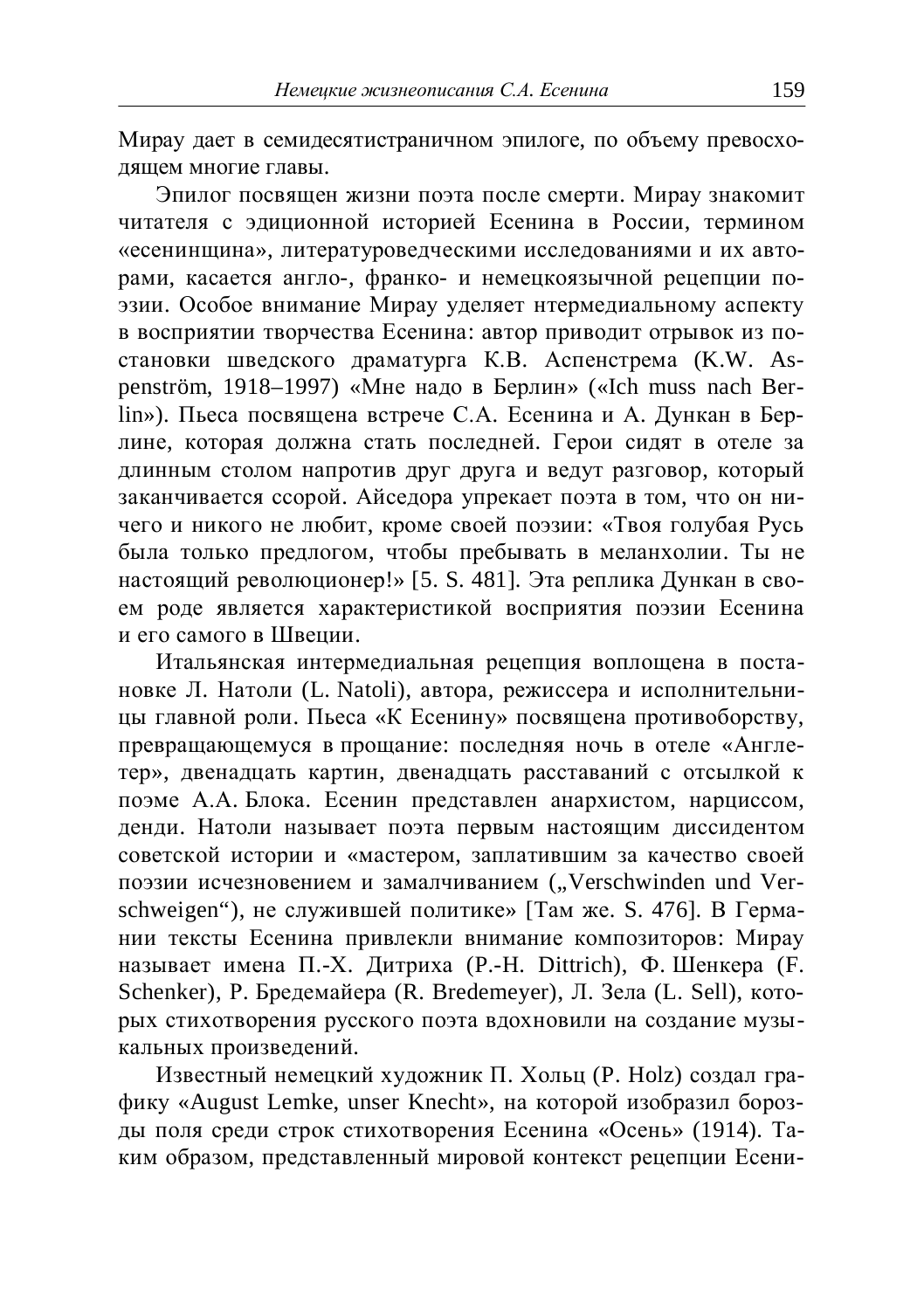Мирау дает в семидесятистраничном эпилоге, по объему превосходящем многие главы.

Эпилог посвящен жизни поэта после смерти. Мирау знакомит читателя с эдиционной историей Есенина в России, термином «есенинщина», литературоведческими исследованиями и их авторами, касается англо-, франко- и немецкоязычной рецепции поэзии. Особое внимание Мирау уделяет нтермедиальному аспекту в восприятии творчества Есенина: автор приводит отрывок из постановки шведского драматурга К.В. Аспенстрема (K.W. Aspenström, 1918–1997) «Мне надо в Берлин» («Ich muss nach Berlin»). Пьеса посвящена встрече С.А. Есенина и А. Дункан в Берлине, которая должна стать последней. Герои сидят в отеле за длинным столом напротив друг друга и ведут разговор, который заканчивается ссорой. Айседора упрекает поэта в том, что он ничего и никого не любит, кроме своей поэзии: «Твоя голубая Русь была только предлогом, чтобы пребывать в меланхолии. Ты не настоящий революционер!» [5. S. 481]. Эта реплика Дункан в своем роде является характеристикой восприятия поэзии Есенина и его самого в Швеции.

Итальянская интермедиальная рецепция воплощена в постановке Л. Натоли (L. Natoli), автора, режиссера и исполнительницы главной роли. Пьеса «К Есенину» посвящена противоборству, превращающемуся в прощание: последняя ночь в отеле «Англетер», двенадцать картин, двенадцать расставаний с отсылкой к поэме А.А. Блока. Есенин представлен анархистом, нарциссом, денди. Натоли называет поэта первым настоящим диссидентом советской истории и «мастером, заплатившим за качество своей поэзии исчезновением и замалчиванием („Verschwinden und Verschweigen“), не служившей политике» [Там же. S. 476]. В Германии тексты Есенина привлекли внимание композиторов: Мирау называет имена П.-Х. Дитриха (P.-H. Dittrich), Ф. Шенкера (F. Schenker), Р. Бредемайера (R. Bredemeyer), Л. Зела (L. Sell), которых стихотворения русского поэта вдохновили на создание музыкальных произведений.

Известный немецкий художник П. Хольц (P. Holz) создал графику «August Lemke, unser Knecht», на которой изобразил борозды поля среди строк стихотворения Есенина «Осень» (1914). Таким образом, представленный мировой контекст рецепции Есени-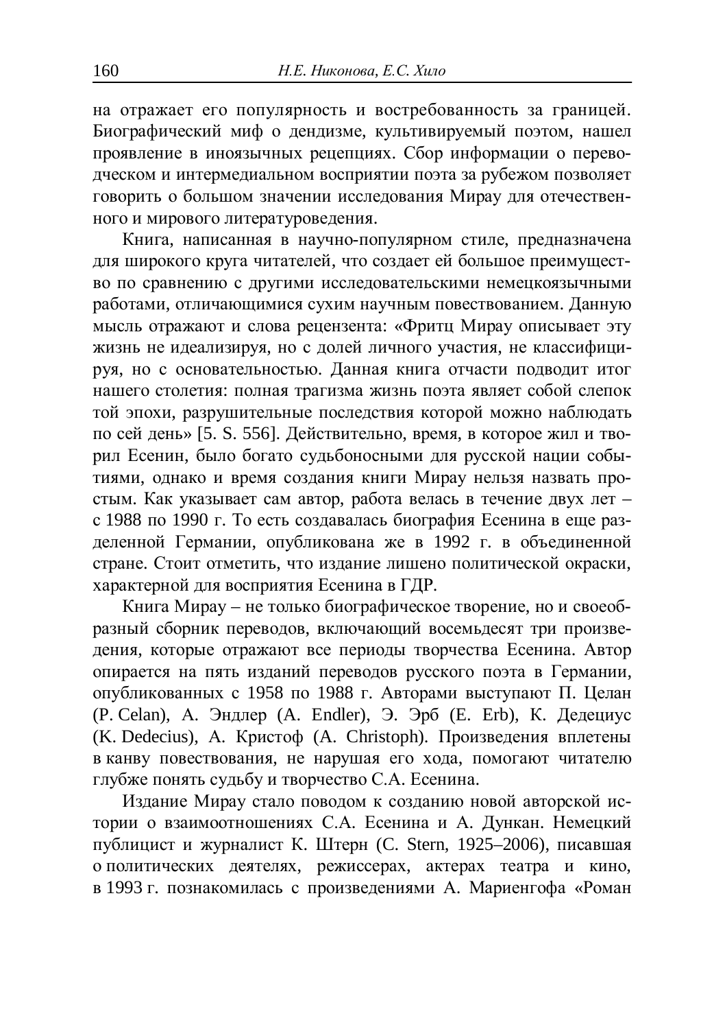на отражает его популярность и востребованность за границей. Биографический миф о дендизме, культивируемый поэтом, нашел проявление в иноязычных рецепциях. Сбор информации о переводческом и интермедиальном восприятии поэта за рубежом позволяет говорить о большом значении исследования Мирау для отечественного и мирового литературоведения.

Книга, написанная в научно-популярном стиле, предназначена для широкого круга читателей, что создает ей большое преимущество по сравнению с другими исследовательскими немецкоязычными работами, отличающимися сухим научным повествованием. Данную мысль отражают и слова рецензента: «Фритц Мирау описывает эту жизнь не идеализируя, но с долей личного участия, не классифицируя, но с основательностью. Данная книга отчасти подводит итог нашего столетия: полная трагизма жизнь поэта являет собой слепок той эпохи, разрушительные последствия которой можно наблюдать по сей день» [5. S. 556]. Действительно, время, в которое жил и творил Есенин, было богато судьбоносными для русской нации событиями, однако и время создания книги Мирау нельзя назвать простым. Как указывает сам автор, работа велась в течение двух лет – с 1988 по 1990 г. То есть создавалась биография Есенина в еще разделенной Германии, опубликована же в 1992 г. в объединенной стране. Стоит отметить, что издание лишено политической окраски, характерной для восприятия Есенина в ГДР.

Книга Мирау – не только биографическое творение, но и своеобразный сборник переводов, включающий восемьдесят три произведения, которые отражают все периоды творчества Есенина. Автор опирается на пять изданий переводов русского поэта в Германии, опубликованных с 1958 по 1988 г. Авторами выступают П. Целан (P. Celan), А. Эндлер (A. Endler), Э. Эрб (E. Erb), К. Дедециус (K. Dedecius), А. Кристоф (A. Christoph). Произведения вплетены в канву повествования, не нарушая его хода, помогают читателю глубже понять судьбу и творчество С.А. Есенина.

Издание Мирау стало поводом к созданию новой авторской истории о взаимоотношениях С.А. Есенина и А. Дункан. Немецкий публицист и журналист К. Штерн (C. Stern, 1925–2006), писавшая о политических деятелях, режиссерах, актерах театра и кино, в 1993 г. познакомилась с произведениями А. Мариенгофа «Роман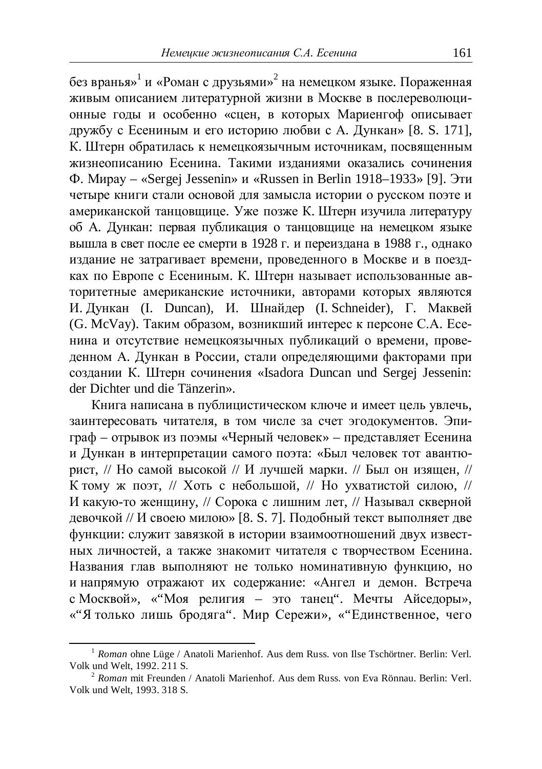без вранья»[1] и «Роман с друзьями»[2] на немецком языке. Пораженная живым описанием литературной жизни в Москве в послереволюционные годы и особенно «сцен, в которых Мариенгоф описывает дружбу с Есениным и его историю любви с А. Дункан» [8. S. 171], К. Штерн обратилась к немецкоязычным источникам, посвященным жизнеописанию Есенина. Такими изданиями оказались сочинения Ф. Мирау – «Sergej Jessenin» и «Russen in Berlin 1918–1933» [9]. Эти четыре книги стали основой для замысла истории о русском поэте и американской танцовщице. Уже позже К. Штерн изучила литературу об А. Дункан: первая публикация о танцовщице на немецком языке вышла в свет после ее смерти в 1928 г. и переиздана в 1988 г., однако издание не затрагивает времени, проведенного в Москве и в поездках по Европе с Есениным. К. Штерн называет использованные авторитетные американские источники, авторами которых являются И. Дункан (I. Duncan), И. Шнайдер (I. Schneider), Г. Маквей (G. McVay). Таким образом, возникший интерес к персоне С.А. Есенина и отсутствие немецкоязычных публикаций о времени, проведенном А. Дункан в России, стали определяющими факторами при создании К. Штерн сочинения «Isadora Duncan und Sergej Jessenin: der Dichter und die Tänzerin».

Книга написана в публицистическом ключе и имеет цель увлечь, заинтересовать читателя, в том числе за счет эгодокументов. Эпиграф – отрывок из поэмы «Черный человек» – представляет Есенина и Дункан в интерпретации самого поэта: «Был человек тот авантюрист, // Но самой высокой // И лучшей марки. // Был он изящен, // К тому ж поэт, // Хоть с небольшой, // Но ухватистой силою, // И какую-то женщину, // Сорока с лишним лет, // Называл скверной девочкой // И своею милою» [8. S. 7]. Подобный текст выполняет две функции: служит завязкой в истории взаимоотношений двух известных личностей, а также знакомит читателя с творчеством Есенина. Названия глав выполняют не только номинативную функцию, но и напрямую отражают их содержание: «Ангел и демон. Встреча с Москвой», «“Моя религия – это танец“. Мечты Айседоры», «“Я только лишь бродяга“. Мир Сережи», «“Единственное, чего

---

[1] *Roman* ohne Lüge / Anatoli Marienhof. Aus dem Russ. von Ilse Tschörtner. Berlin: Verl. Volk und Welt, 1992. 211 S.

[2] *Roman* mit Freunden / Anatoli Marienhof. Aus dem Russ. von Eva Rönnau. Berlin: Verl. Volk und Welt, 1993. 318 S.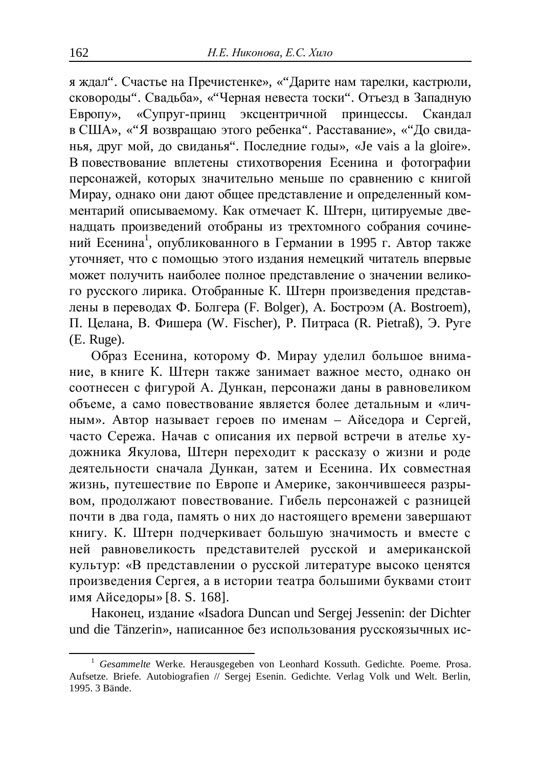я ждал“. Счастье на Пречистенке», «“Дарите нам тарелки, кастрюли, сковороды“. Свадьба», «“Черная невеста тоски“. Отъезд в Западную Европу», «Супруг-принц эксцентричной принцессы. Скандал в США», «“Я возвращаю этого ребенка“. Расставание», «“До свиданья, друг мой, до свиданья“. Последние годы», «Je vais a la gloire». В повествование вплетены стихотворения Есенина и фотографии персонажей, которых значительно меньше по сравнению с книгой Мирау, однако они дают общее представление и определенный комментарий описываемому. Как отмечает К. Штерн, цитируемые двенадцать произведений отобраны из трехтомного собрания сочинений Есенина[1], опубликованного в Германии в 1995 г. Автор также уточняет, что с помощью этого издания немецкий читатель впервые может получить наиболее полное представление о значении великого русского лирика. Отобранные К. Штерн произведения представлены в переводах Ф. Болгера (F. Bolger), А. Построэм (A. Bostroem), П. Целана, В. Фишера (W. Fischer), Р. Питраса (R. Pietraß), Э. Руге (E. Ruge).

Образ Есенина, которому Ф. Мирау уделил большое внимание, в книге К. Штерн также занимает важное место, однако он соотнесен с фигурой А. Дункан, персонажи даны в равновеликом объеме, а само повествование является более детальным и «личным». Автор называет героев по именам – Айседора и Сергей, часто Сережа. Начав с описания их первой встречи в ателье художника Якулова, Штерн переходит к рассказу о жизни и роде деятельности сначала Дункан, затем и Есенина. Их совместная жизнь, путешествие по Европе и Америке, закончившееся разрывом, продолжают повествование. Гибель персонажей с разницей почти в два года, память о них до настоящего времени завершают книгу. К. Штерн подчеркивает большую значимость и вместе с ней равновеликость представителей русской и американской культур: «В представлении о русской литературе высоко ценятся произведения Сергея, а в истории театра большими буквами стоит имя Айседоры» [8. S. 168].

Наконец, издание «Isadora Duncan und Sergej Jessenin: der Dichter und die Tänzerin», написанное без использования русскоязычных ис-

---

[1] *Gesammelte* Werke. Herausgegeben von Leonhard Kossuth. Gedichte. Poeme. Prosa. Aufsetze. Briefe. Autobiografien // Sergej Esenin. Gedichte. Verlag Volk und Welt. Berlin, 1995. 3 Bände.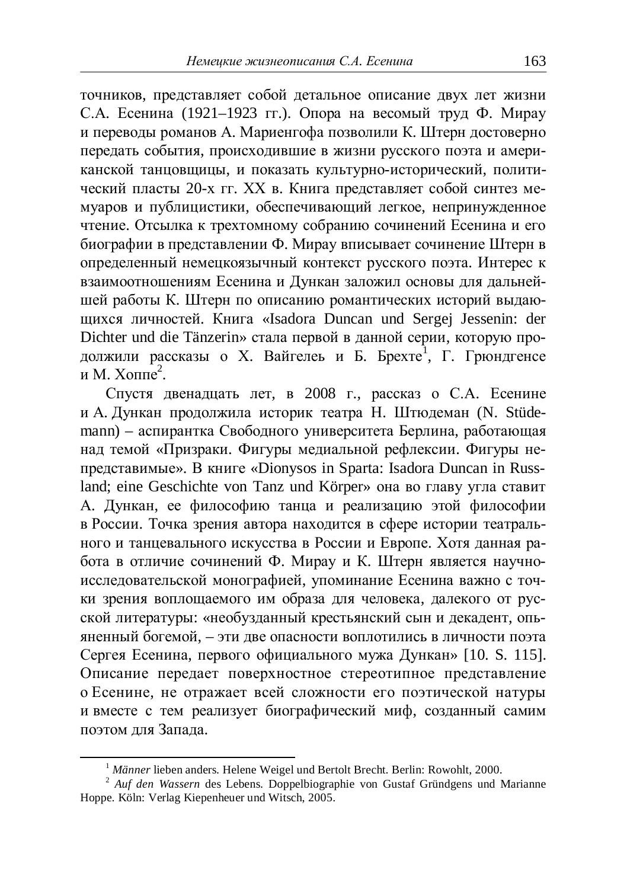точников, представляет собой детальное описание двух лет жизни С.А. Есенина (1921–1923 гг.). Опора на весомый труд Ф. Мирау и переводы романов А. Мариенгофа позволили К. Штерн достоверно передать события, происходившие в жизни русского поэта и американской танцовщицы, и показать культурно-исторический, политический пласты 20-х гг. XX в. Книга представляет собой синтез мемуаров и публицистики, обеспечивающий легкое, непринужденное чтение. Отсылка к трехтомному собранию сочинений Есенина и его биографии в представлении Ф. Мирау вписывает сочинение Штерн в определенный немецкоязычный контекст русского поэта. Интерес к взаимоотношениям Есенина и Дункан заложил основы для дальнейшей работы К. Штерн по описанию романтических историй выдающихся личностей. Книга «Isadora Duncan und Sergej Jessenin: der Dichter und die Tänzerin» стала первой в данной серии, которую продолжили рассказы о Х. Вайгелеь и Б. Брехте[1], Г. Грюндгенсе и М. Хоппе[2].

Спустя двенадцать лет, в 2008 г., рассказ о С.А. Есенине и А. Дункан продолжила историк театра Н. Штюдеман (N. Stüdemann) – аспирантка Свободного университета Берлина, работающая над темой «Призраки. Фигуры медиальной рефлексии. Фигуры непредставимые». В книге «Dionysos in Sparta: Isadora Duncan in Russland; eine Geschichte von Tanz und Körper» она во главу угла ставит А. Дункан, ее философию танца и реализацию этой философии в России. Точка зрения автора находится в сфере истории театрального и танцевального искусства в России и Европе. Хотя данная работа в отличие сочинений Ф. Мирау и К. Штерн является научно-исследовательской монографией, упоминание Есенина важно с точки зрения воплощаемого им образа для человека, далекого от русской литературы: «необузданный крестьянский сын и декадент, опьяненный богемой, – эти две опасности воплотились в личности поэта Сергея Есенина, первого официального мужа Дункан» [10. S. 115]. Описание передает поверхностное стереотипное представление о Есенине, не отражает всей сложности его поэтической натуры и вместе с тем реализует биографический миф, созданный самим поэтом для Запада.

---

[1] *Männer* lieben anders. Helene Weigel und Bertolt Brecht. Berlin: Rowohlt, 2000.

[2] *Auf den Wassern* des Lebens. Doppelbiographie von Gustaf Gründgens und Marianne Hoppe. Köln: Verlag Kiepenheuer und Witsch, 2005.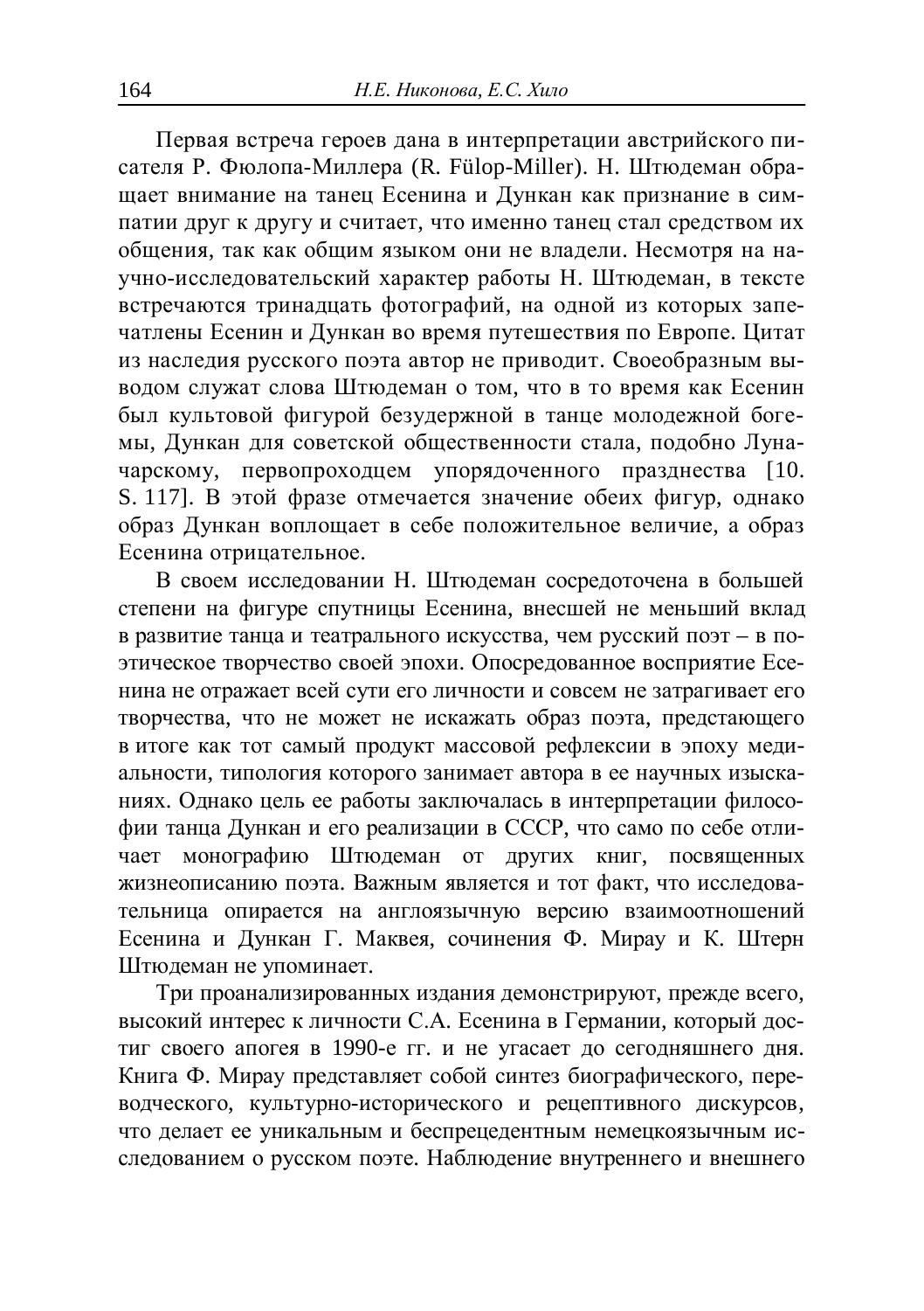Первая встреча героев дана в интерпретации австрийского писателя Р. Фюлопа-Миллера (R. Fülop-Miller). Н. Штюдеман обращает внимание на танец Есенина и Дункан как признание в симпатии друг к другу и считает, что именно танец стал средством их общения, так как общим языком они не владели. Несмотря на научно-исследовательский характер работы Н. Штюдеман, в тексте встречаются тринадцать фотографий, на одной из которых запечатлены Есенин и Дункан во время путешествия по Европе. Цитат из наследия русского поэта автор не приводит. Своеобразным выводом служат слова Штюдеман о том, что в то время как Есенин был культовой фигурой безудержной в танце молодежной богемы, Дункан для советской общественности стала, подобно Луначарскому, первопроходцем упорядоченного празднества [10. S. 117]. В этой фразе отмечается значение обеих фигур, однако образ Дункан воплощает в себе положительное величие, а образ Есенина отрицательное.

В своем исследовании Н. Штюдеман сосредоточена в большей степени на фигуре спутницы Есенина, внесшей не меньший вклад в развитие танца и театрального искусства, чем русский поэт – в поэтическое творчество своей эпохи. Опосредованное восприятие Есенина не отражает всей сути его личности и совсем не затрагивает его творчества, что не может не искажать образ поэта, предстающего в итоге как тот самый продукт массовой рефлексии в эпоху медиальности, типология которого занимает автора в ее научных изысканиях. Однако цель ее работы заключалась в интерпретации философии танца Дункан и его реализации в СССР, что само по себе отличает монографию Штюдеман от других книг, посвященных жизнеописанию поэта. Важным является и тот факт, что исследовательница опирается на англоязычную версию взаимоотношений Есенина и Дункан Г. Маквея, сочинения Ф. Мирау и К. Штерн Штюдеман не упоминает.

Три проанализированных издания демонстрируют, прежде всего, высокий интерес к личности С.А. Есенина в Германии, который достиг своего апогея в 1990-е гг. и не угасает до сегодняшнего дня. Книга Ф. Мирау представляет собой синтез биографического, переводческого, культурно-исторического и рецептивного дискурсов, что делает ее уникальным и беспрецедентным немецкоязычным исследованием о русском поэте. Наблюдение внутреннего и внешнего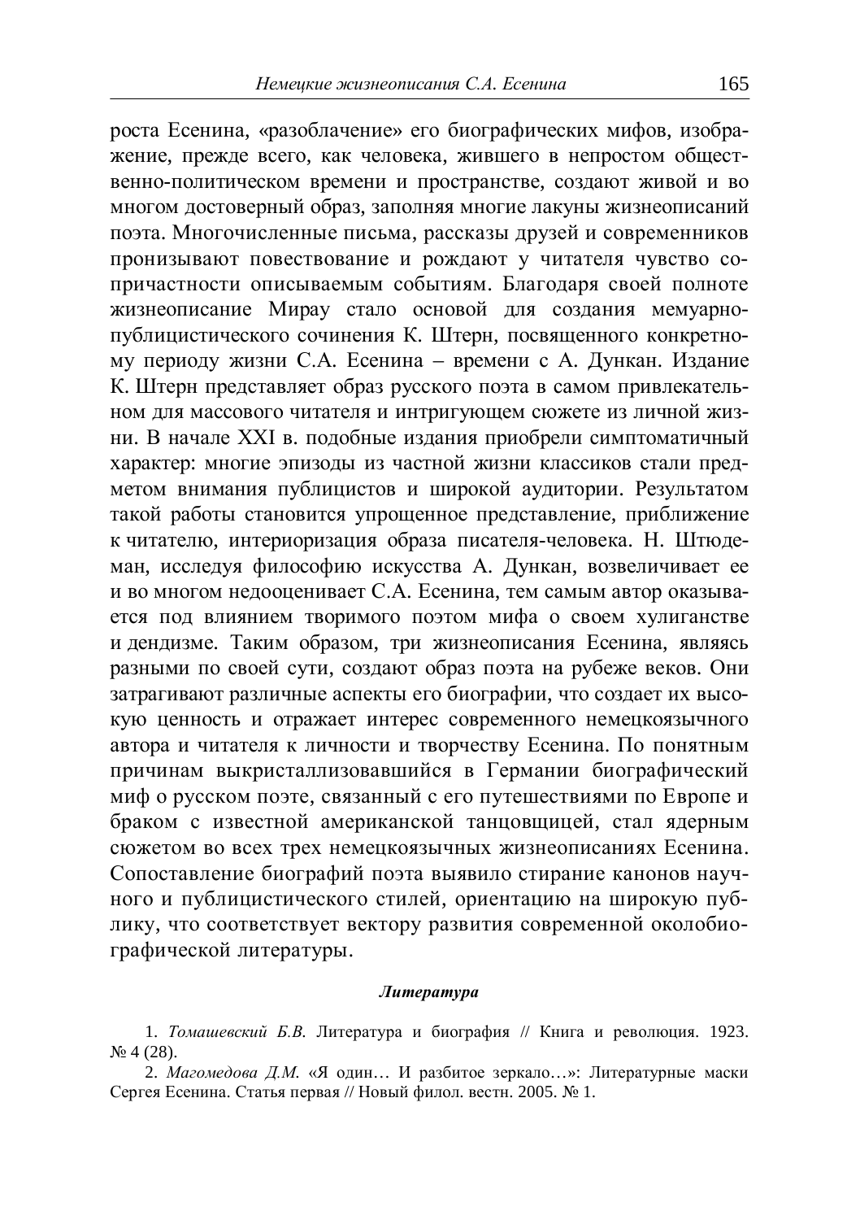роста Есенина, «разоблачение» его биографических мифов, изображение, прежде всего, как человека, жившего в непростом общественно-политическом времени и пространстве, создают живой и во многом достоверный образ, заполняя многие лакуны жизнеописаний поэта. Многочисленные письма, рассказы друзей и современников пронизывают повествование и рождают у читателя чувство сопричастности описываемым событиям. Благодаря своей полноте жизнеописание Мирау стало основой для создания мемуарно-публицистического сочинения К. Штерн, посвященного конкретному периоду жизни С.А. Есенина – времени с А. Дункан. Издание К. Штерн представляет образ русского поэта в самом привлекательном для массового читателя и интригующем сюжете из личной жизни. В начале XXI в. подобные издания приобрели симптоматичный характер: многие эпизоды из частной жизни классиков стали предметом внимания публицистов и широкой аудитории. Результатом такой работы становится упрощенное представление, приближение к читателю, интериоризация образа писателя-человека. Н. Штюдеман, исследуя философию искусства А. Дункан, возвеличивает ее и во многом недооценивает С.А. Есенина, тем самым автор оказывается под влиянием творимого поэтом мифа о своем хулиганстве и дендизме. Таким образом, три жизнеописания Есенина, являясь разными по своей сути, создают образ поэта на рубеже веков. Они затрагивают различные аспекты его биографии, что создает их высокую ценность и отражает интерес современного немецкоязычного автора и читателя к личности и творчеству Есенина. По понятным причинам выкристаллизовавшийся в Германии биографический миф о русском поэте, связанный с его путешествиями по Европе и браком с известной американской танцовщицей, стал ядерным сюжетом во всех трех немецкоязычных жизнеописаниях Есенина. Сопоставление биографий поэта выявило стирание канонов научного и публицистического стилей, ориентацию на широкую публику, что соответствует вектору развития современной околобиографической литературы.

## *Литература*

1. *Томашевский Б.В.* Литература и биография // Книга и революция. 1923. № 4 (28).

2. *Магомедова Д.М.* «Я один… И разбитое зеркало…»: Литературные маски Сергея Есенина. Статья первая // Новый филол. вестн. 2005. № 1.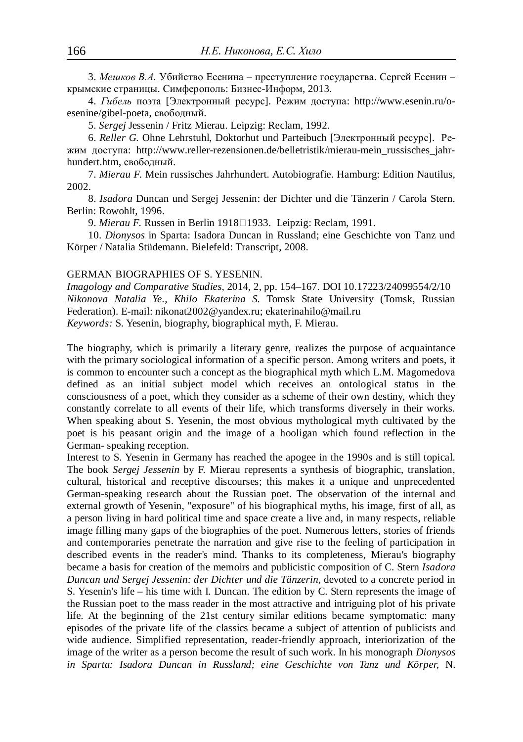3. *Мешков В.А.* Убийство Есенина – преступление государства. Сергей Есенин – крымские страницы. Симферополь: Бизнес-Информ, 2013.

4. *Гибель* поэта [Электронный ресурс]. Режим доступа: http://www.esenin.ru/o-esenine/gibel-poeta, свободный.

5. *Sergej* Jessenin / Fritz Mierau. Leipzig: Reclam, 1992.

6. *Reller G.* Ohne Lehrstuhl, Doktorhut und Parteibuch [Электронный ресурс]. Режим доступа: http://www.reller-rezensionen.de/belletristik/mierau-mein_russisches_jahrhundert.htm, свободный.

7. *Mierau F.* Mein russisches Jahrhundert. Autobiografie. Hamburg: Edition Nautilus, 2002.

8. *Isadora* Duncan und Sergej Jessenin: der Dichter und die Tänzerin / Carola Stern. Berlin: Rowohlt, 1996.

9. *Mierau F.* Russen in Berlin 1918–1933. Leipzig: Reclam, 1991.

10. *Dionysos* in Sparta: Isadora Duncan in Russland; eine Geschichte von Tanz und Körper / Natalia Stüdemann. Bielefeld: Transcript, 2008.

GERMAN BIOGRAPHIES OF S. YESENIN.
*Imagology and Comparative Studies*, 2014, 2, pp. 154–167. DOI 10.17223/24099554/2/10
*Nikonova Natalia Ye., Khilo Ekaterina S.* Tomsk State University (Tomsk, Russian Federation). E-mail: nikonat2002@yandex.ru; ekaterinahilo@mail.ru
*Keywords:* S. Yesenin, biography, biographical myth, F. Mierau.

The biography, which is primarily a literary genre, realizes the purpose of acquaintance with the primary sociological information of a specific person. Among writers and poets, it is common to encounter such a concept as the biographical myth which L.M. Magomedova defined as an initial subject model which receives an ontological status in the consciousness of a poet, which they consider as a scheme of their own destiny, which they constantly correlate to all events of their life, which transforms diversely in their works. When speaking about S. Yesenin, the most obvious mythological myth cultivated by the poet is his peasant origin and the image of a hooligan which found reflection in the German- speaking reception.

Interest to S. Yesenin in Germany has reached the apogee in the 1990s and is still topical. The book *Sergej Jessenin* by F. Mierau represents a synthesis of biographic, translation, cultural, historical and receptive discourses; this makes it a unique and unprecedented German-speaking research about the Russian poet. The observation of the internal and external growth of Yesenin, "exposure" of his biographical myths, his image, first of all, as a person living in hard political time and space create a live and, in many respects, reliable image filling many gaps of the biographies of the poet. Numerous letters, stories of friends and contemporaries penetrate the narration and give rise to the feeling of participation in described events in the reader's mind. Thanks to its completeness, Mierau's biography became a basis for creation of the memoirs and publicistic composition of C. Stern *Isadora Duncan und Sergej Jessenin: der Dichter und die Tänzerin*, devoted to a concrete period in S. Yesenin's life – his time with I. Duncan. The edition by C. Stern represents the image of the Russian poet to the mass reader in the most attractive and intriguing plot of his private life. At the beginning of the 21st century similar editions became symptomatic: many episodes of the private life of the classics became a subject of attention of publicists and wide audience. Simplified representation, reader-friendly approach, interiorization of the image of the writer as a person become the result of such work. In his monograph *Dionysos in Sparta: Isadora Duncan in Russland; eine Geschichte von Tanz und Körper,* N.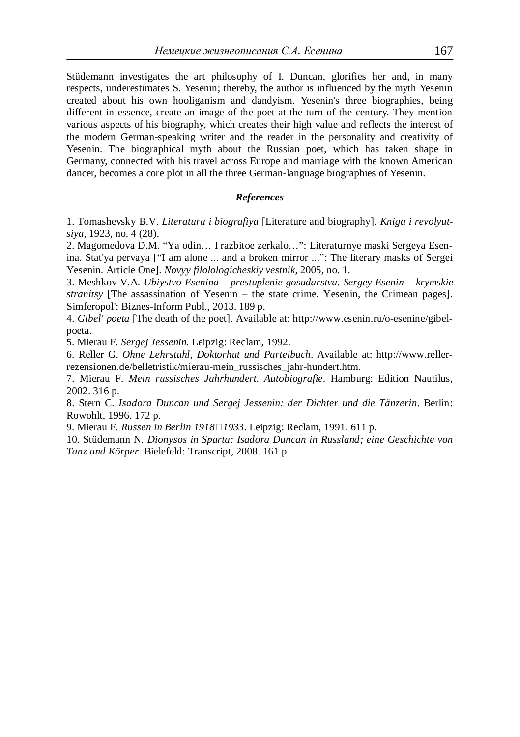Stüdemann investigates the art philosophy of I. Duncan, glorifies her and, in many respects, underestimates S. Yesenin; thereby, the author is influenced by the myth Yesenin created about his own hooliganism and dandyism. Yesenin's three biographies, being different in essence, create an image of the poet at the turn of the century. They mention various aspects of his biography, which creates their high value and reflects the interest of the modern German-speaking writer and the reader in the personality and creativity of Yesenin. The biographical myth about the Russian poet, which has taken shape in Germany, connected with his travel across Europe and marriage with the known American dancer, becomes a core plot in all the three German-language biographies of Yesenin.

### *References*

1. Tomashevsky B.V. *Literatura i biografiya* [Literature and biography]. *Kniga i revolyutsiya*, 1923, no. 4 (28).
2. Magomedova D.M. “Ya odin… I razbitoe zerkalo…”: Literaturnye maski Sergeya Esenina. Stat'ya pervaya [“I am alone ... and a broken mirror ...”: The literary masks of Sergei Yesenin. Article One]. *Novyy filolologicheskiy vestnik*, 2005, no. 1.
3. Meshkov V.A. *Ubiystvo Esenina – prestuplenie gosudarstva. Sergey Esenin – krymskie stranitsy* [The assassination of Yesenin – the state crime. Yesenin, the Crimean pages]. Simferopol': Biznes-Inform Publ., 2013. 189 p.
4. *Gibel' poeta* [The death of the poet]. Available at: http://www.esenin.ru/o-esenine/gibel-poeta.
5. Mierau F. *Sergej Jessenin*. Leipzig: Reclam, 1992.
6. Reller G. *Ohne Lehrstuhl, Doktorhut und Parteibuch*. Available at: http://www.reller-rezensionen.de/belletristik/mierau-mein_russisches_jahr-hundert.htm.
7. Mierau F. *Mein russisches Jahrhundert. Autobiografie*. Hamburg: Edition Nautilus, 2002. 316 p.
8. Stern C. *Isadora Duncan und Sergej Jessenin: der Dichter und die Tänzerin*. Berlin: Rowohlt, 1996. 172 p.
9. Mierau F. *Russen in Berlin 1918–1933*. Leipzig: Reclam, 1991. 611 p.
10. Stüdemann N. *Dionysos in Sparta: Isadora Duncan in Russland; eine Geschichte von Tanz und Körper*. Bielefeld: Transcript, 2008. 161 p.